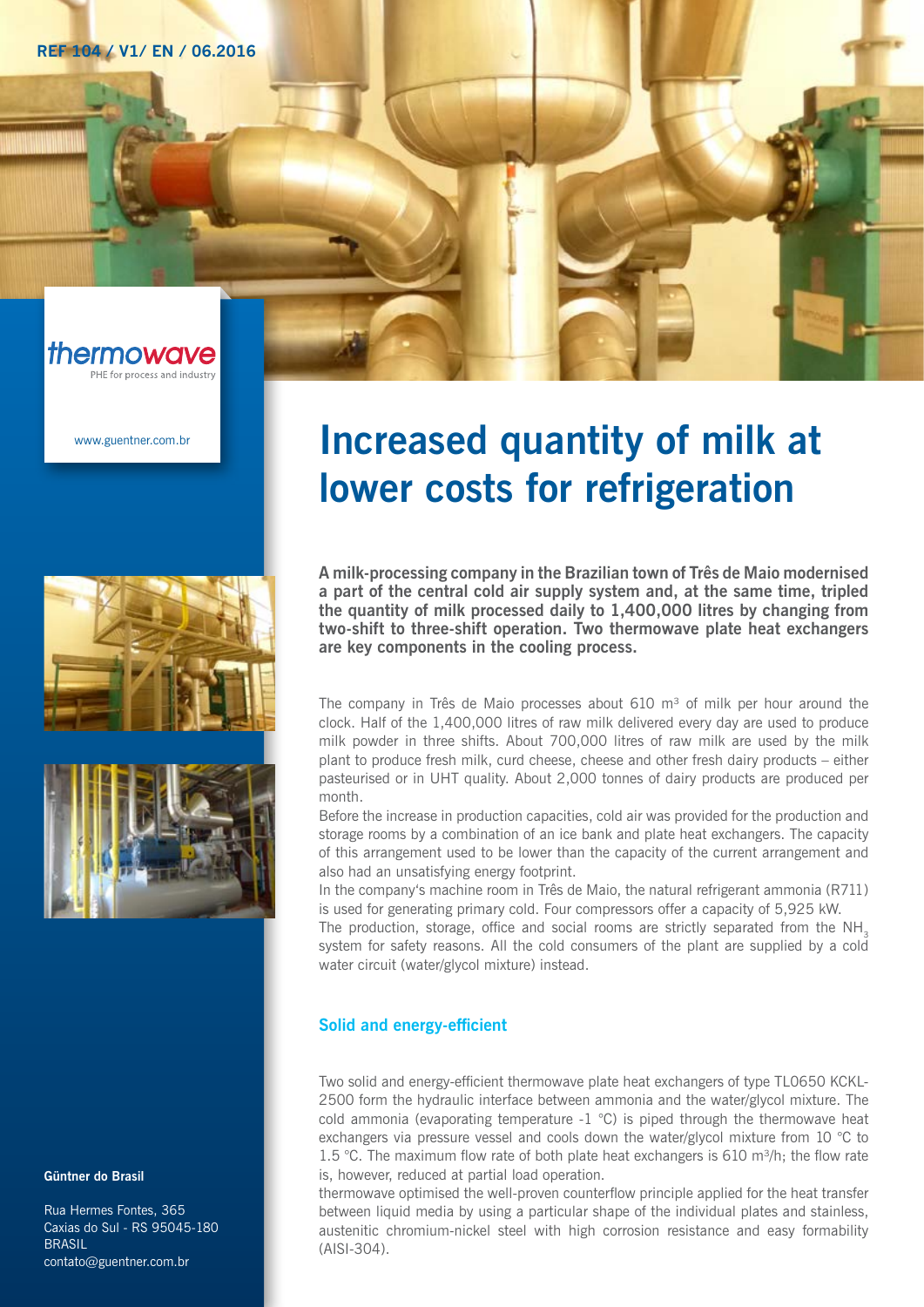REF 104 / V1/ EN / 06.2016

thermowave
PHE for process and industry

www.guentner.com.br

# Increased quantity of milk at lower costs for refrigeration

**A milk-processing company in the Brazilian town of Três de Maio modernised a part of the central cold air supply system and, at the same time, tripled the quantity of milk processed daily to 1,400,000 litres by changing from two-shift to three-shift operation. Two thermowave plate heat exchangers are key components in the cooling process.**

The company in Três de Maio processes about 610 m³ of milk per hour around the clock. Half of the 1,400,000 litres of raw milk delivered every day are used to produce milk powder in three shifts. About 700,000 litres of raw milk are used by the milk plant to produce fresh milk, curd cheese, cheese and other fresh dairy products – either pasteurised or in UHT quality. About 2,000 tonnes of dairy products are produced per month.

Before the increase in production capacities, cold air was provided for the production and storage rooms by a combination of an ice bank and plate heat exchangers. The capacity of this arrangement used to be lower than the capacity of the current arrangement and also had an unsatisfying energy footprint.

In the company's machine room in Três de Maio, the natural refrigerant ammonia (R711) is used for generating primary cold. Four compressors offer a capacity of 5,925 kW.

The production, storage, office and social rooms are strictly separated from the $NH_3$ system for safety reasons. All the cold consumers of the plant are supplied by a cold water circuit (water/glycol mixture) instead.

## Solid and energy-efficient

Two solid and energy-efficient thermowave plate heat exchangers of type TL0650 KCKL-2500 form the hydraulic interface between ammonia and the water/glycol mixture. The cold ammonia (evaporating temperature -1 °C) is piped through the thermowave heat exchangers via pressure vessel and cools down the water/glycol mixture from 10 °C to 1.5 °C. The maximum flow rate of both plate heat exchangers is 610 m³/h; the flow rate is, however, reduced at partial load operation.

thermowave optimised the well-proven counterflow principle applied for the heat transfer between liquid media by using a particular shape of the individual plates and stainless, austenitic chromium-nickel steel with high corrosion resistance and easy formability (AISI-304).

**Güntner do Brasil**

Rua Hermes Fontes, 365
Caxias do Sul - RS 95045-180
BRASIL
contato@guentner.com.br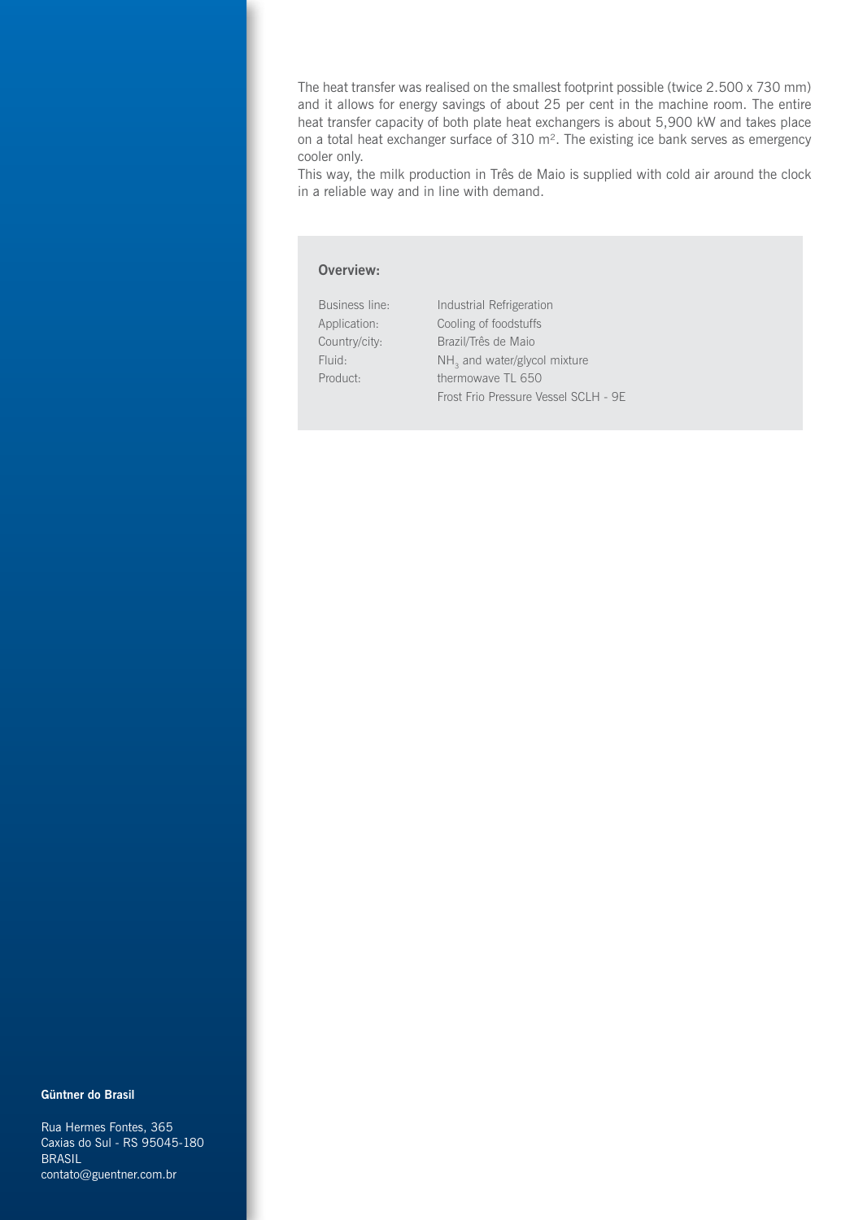The heat transfer was realised on the smallest footprint possible (twice 2.500 x 730 mm) and it allows for energy savings of about 25 per cent in the machine room. The entire heat transfer capacity of both plate heat exchangers is about 5,900 kW and takes place on a total heat exchanger surface of 310 $m^2$. The existing ice bank serves as emergency cooler only.

This way, the milk production in Três de Maio is supplied with cold air around the clock in a reliable way and in line with demand.

**Overview:**

| | |
|---|---|
| Business line: | Industrial Refrigeration |
| Application: | Cooling of foodstuffs |
| Country/city: | Brazil/Três de Maio |
| Fluid: | $NH_3$ and water/glycol mixture |
| Product: | thermowave TL 650 |
| | Frost Frio Pressure Vessel SCLH - 9E |

**Güntner do Brasil**

Rua Hermes Fontes, 365
Caxias do Sul - RS 95045-180
BRASIL
contato@guentner.com.br